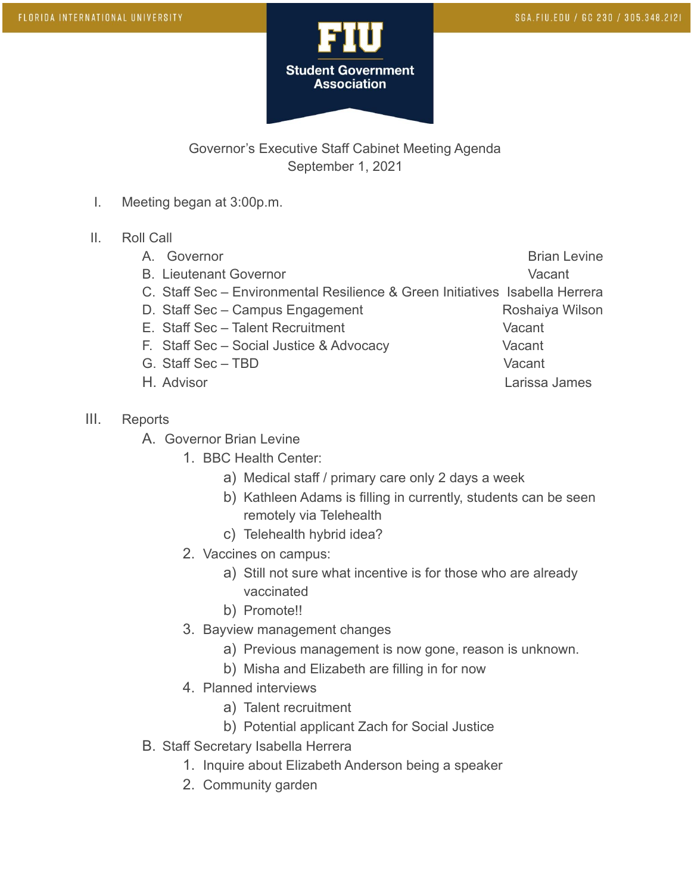FLORIDA INTERNATIONAL UNIVERSITY

SGA.FIU.EDU / GC 230 / 305.348.2121

**FIU Student Government Association**

Governor's Executive Staff Cabinet Meeting Agenda
September 1, 2021

I. Meeting began at 3:00p.m.

II. Roll Call

| | |
|---|---|
| A. Governor | Brian Levine |
| B. Lieutenant Governor | Vacant |
| C. Staff Sec – Environmental Resilience & Green Initiatives | Isabella Herrera |
| D. Staff Sec – Campus Engagement | Roshaiya Wilson |
| E. Staff Sec – Talent Recruitment | Vacant |
| F. Staff Sec – Social Justice & Advocacy | Vacant |
| G. Staff Sec – TBD | Vacant |
| H. Advisor | Larissa James |

III. Reports

A. Governor Brian Levine
   1. BBC Health Center:
      a) Medical staff / primary care only 2 days a week
      b) Kathleen Adams is filling in currently, students can be seen remotely via Telehealth
      c) Telehealth hybrid idea?
   2. Vaccines on campus:
      a) Still not sure what incentive is for those who are already vaccinated
      b) Promote!!
   3. Bayview management changes
      a) Previous management is now gone, reason is unknown.
      b) Misha and Elizabeth are filling in for now
   4. Planned interviews
      a) Talent recruitment
      b) Potential applicant Zach for Social Justice

B. Staff Secretary Isabella Herrera
   1. Inquire about Elizabeth Anderson being a speaker
   2. Community garden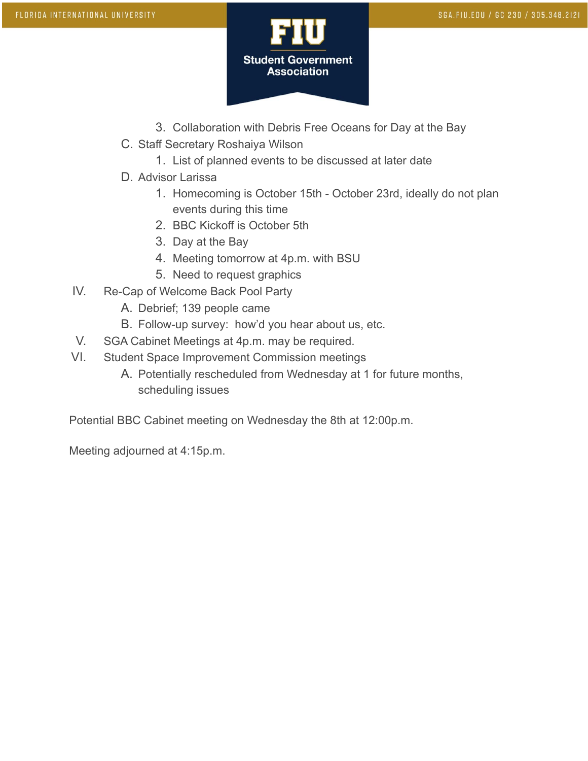3. Collaboration with Debris Free Oceans for Day at the Bay

C. Staff Secretary Roshaiya Wilson

1. List of planned events to be discussed at later date

D. Advisor Larissa

1. Homecoming is October 15th - October 23rd, ideally do not plan events during this time
2. BBC Kickoff is October 5th
3. Day at the Bay
4. Meeting tomorrow at 4p.m. with BSU
5. Need to request graphics

IV. Re-Cap of Welcome Back Pool Party

A. Debrief; 139 people came

B. Follow-up survey: how'd you hear about us, etc.

V. SGA Cabinet Meetings at 4p.m. may be required.

VI. Student Space Improvement Commission meetings

A. Potentially rescheduled from Wednesday at 1 for future months, scheduling issues

Potential BBC Cabinet meeting on Wednesday the 8th at 12:00p.m.

Meeting adjourned at 4:15p.m.